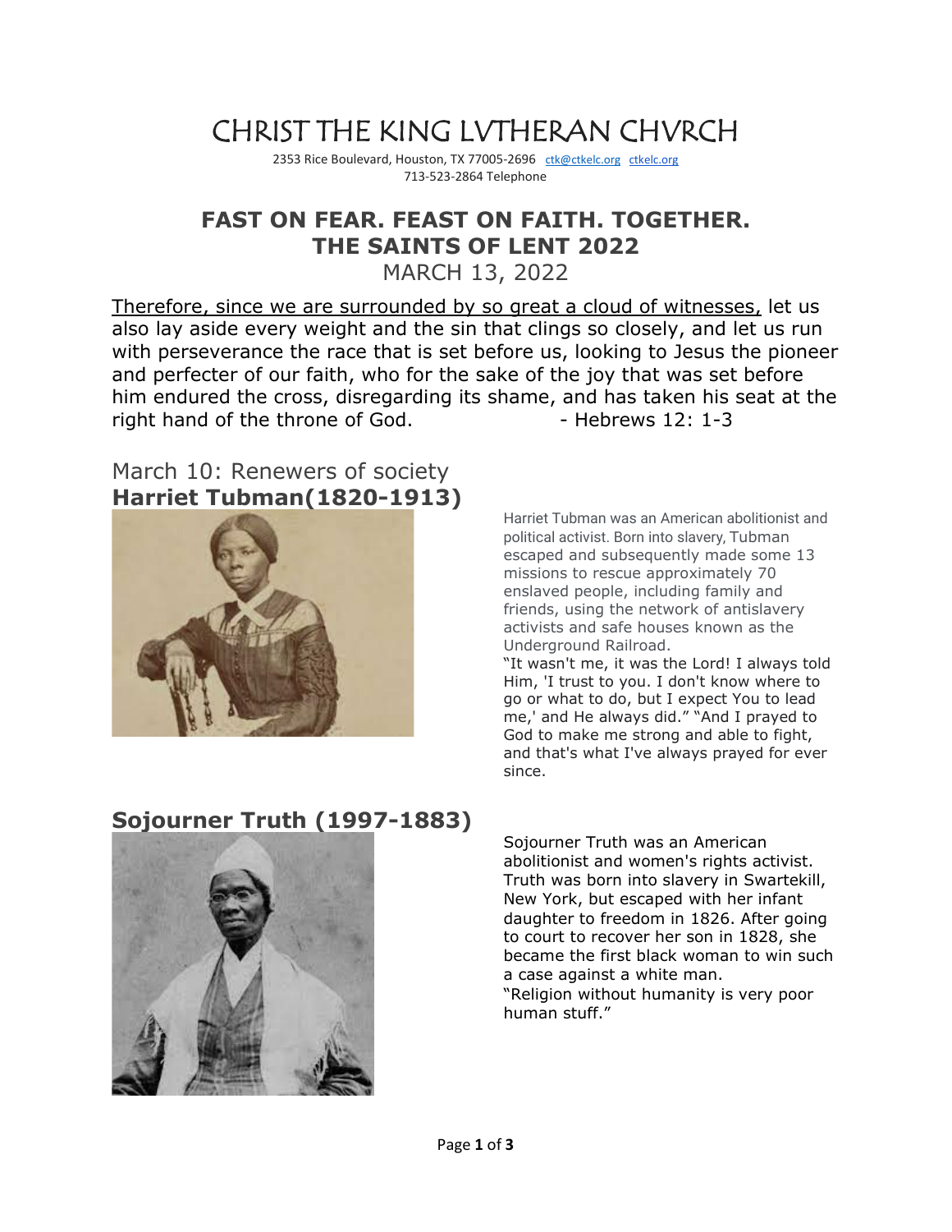# CHRIST THE KING LVTHERAN CHVRCH

2353 Rice Boulevard, Houston, TX 77005-2696 ctk@ctkelc.org ctkelc.org
713-523-2864 Telephone

## FAST ON FEAR. FEAST ON FAITH. TOGETHER.
## THE SAINTS OF LENT 2022

MARCH 13, 2022

Therefore, since we are surrounded by so great a cloud of witnesses, let us also lay aside every weight and the sin that clings so closely, and let us run with perseverance the race that is set before us, looking to Jesus the pioneer and perfecter of our faith, who for the sake of the joy that was set before him endured the cross, disregarding its shame, and has taken his seat at the right hand of the throne of God. - Hebrews 12: 1-3

### March 10: Renewers of society

**Harriet Tubman(1820-1913)**

Harriet Tubman was an American abolitionist and political activist. Born into slavery, Tubman escaped and subsequently made some 13 missions to rescue approximately 70 enslaved people, including family and friends, using the network of antislavery activists and safe houses known as the Underground Railroad.

"It wasn't me, it was the Lord! I always told Him, 'I trust to you. I don't know where to go or what to do, but I expect You to lead me,' and He always did." "And I prayed to God to make me strong and able to fight, and that's what I've always prayed for ever since.

**Sojourner Truth (1997-1883)**

Sojourner Truth was an American abolitionist and women's rights activist. Truth was born into slavery in Swartekill, New York, but escaped with her infant daughter to freedom in 1826. After going to court to recover her son in 1828, she became the first black woman to win such a case against a white man.

"Religion without humanity is very poor human stuff."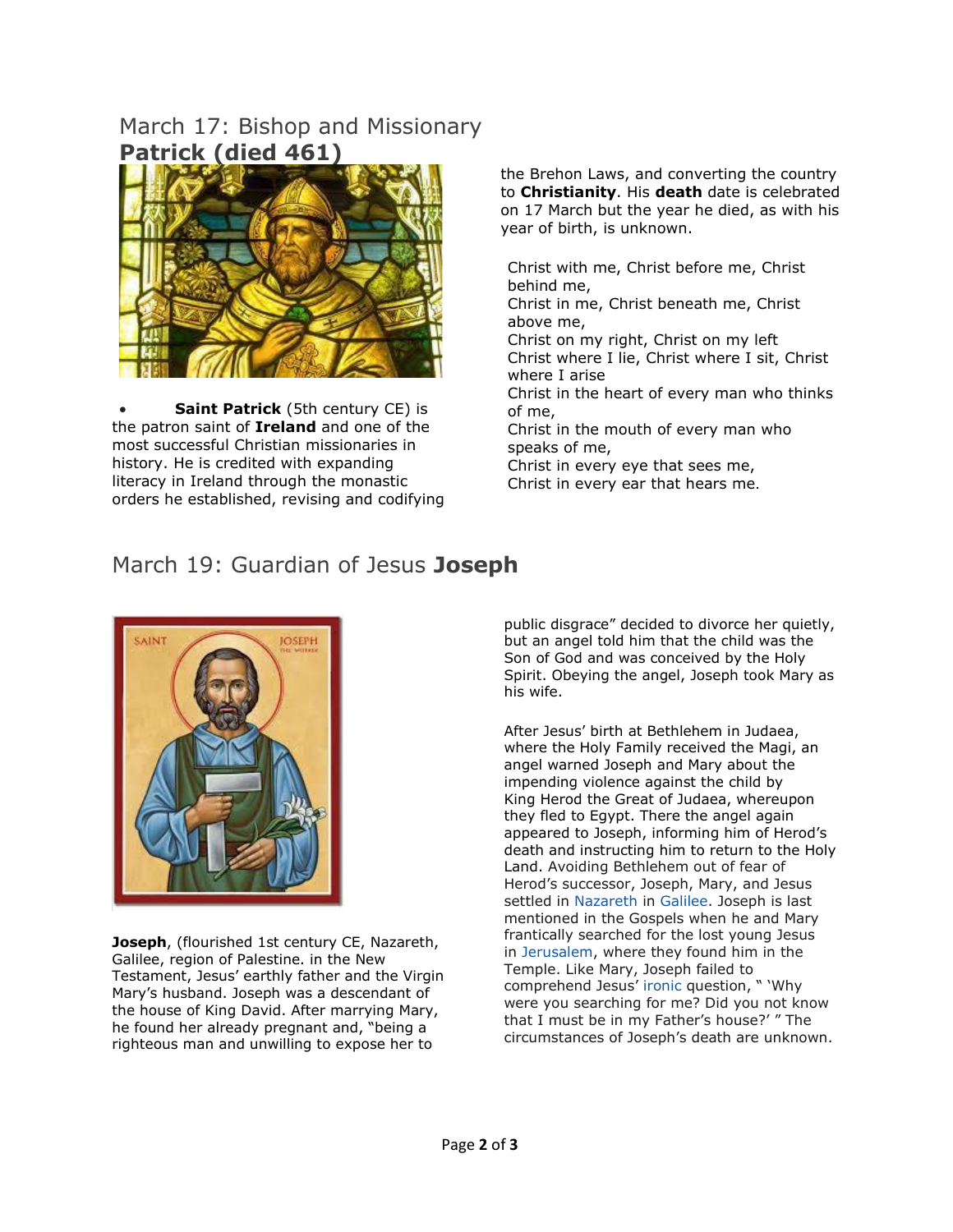## March 17: Bishop and Missionary **Patrick (died 461)**

- **Saint Patrick** (5th century CE) is the patron saint of **Ireland** and one of the most successful Christian missionaries in history. He is credited with expanding literacy in Ireland through the monastic orders he established, revising and codifying the Brehon Laws, and converting the country to **Christianity**. His **death** date is celebrated on 17 March but the year he died, as with his year of birth, is unknown.

Christ with me, Christ before me, Christ behind me,
Christ in me, Christ beneath me, Christ above me,
Christ on my right, Christ on my left
Christ where I lie, Christ where I sit, Christ where I arise
Christ in the heart of every man who thinks of me,
Christ in the mouth of every man who speaks of me,
Christ in every eye that sees me,
Christ in every ear that hears me.

## March 19: Guardian of Jesus **Joseph**

**Joseph**, (flourished 1st century CE, Nazareth, Galilee, region of Palestine. in the New Testament, Jesus' earthly father and the Virgin Mary's husband. Joseph was a descendant of the house of King David. After marrying Mary, he found her already pregnant and, "being a righteous man and unwilling to expose her to public disgrace" decided to divorce her quietly, but an angel told him that the child was the Son of God and was conceived by the Holy Spirit. Obeying the angel, Joseph took Mary as his wife.

After Jesus' birth at Bethlehem in Judaea, where the Holy Family received the Magi, an angel warned Joseph and Mary about the impending violence against the child by King Herod the Great of Judaea, whereupon they fled to Egypt. There the angel again appeared to Joseph, informing him of Herod's death and instructing him to return to the Holy Land. Avoiding Bethlehem out of fear of Herod's successor, Joseph, Mary, and Jesus settled in Nazareth in Galilee. Joseph is last mentioned in the Gospels when he and Mary frantically searched for the lost young Jesus in Jerusalem, where they found him in the Temple. Like Mary, Joseph failed to comprehend Jesus' ironic question, " 'Why were you searching for me? Did you not know that I must be in my Father's house?' " The circumstances of Joseph's death are unknown.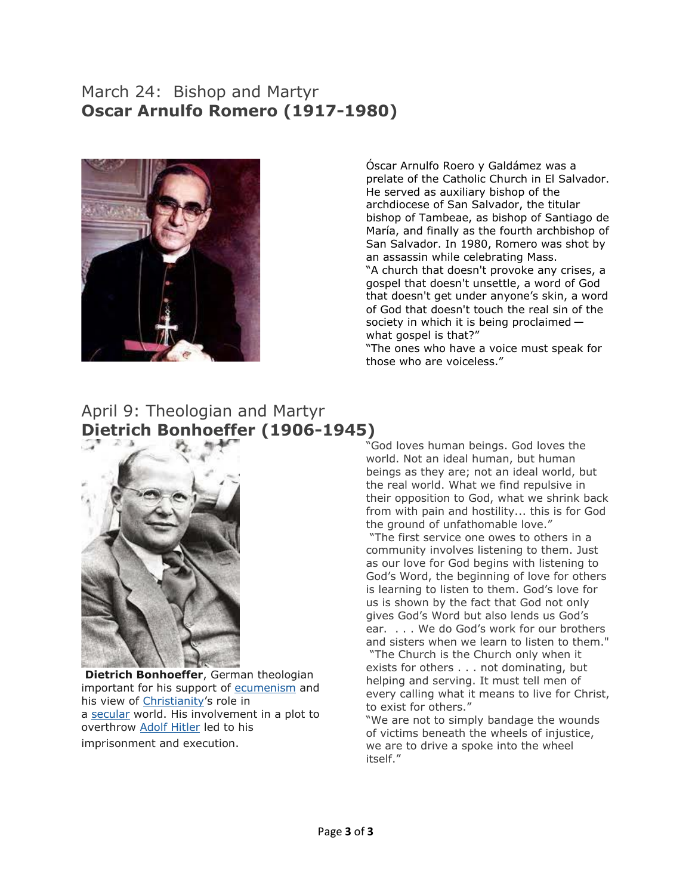## March 24: Bishop and Martyr
## **Oscar Arnulfo Romero (1917-1980)**

Óscar Arnulfo Roero y Galdámez was a prelate of the Catholic Church in El Salvador. He served as auxiliary bishop of the archdiocese of San Salvador, the titular bishop of Tambeae, as bishop of Santiago de María, and finally as the fourth archbishop of San Salvador. In 1980, Romero was shot by an assassin while celebrating Mass.

"A church that doesn't provoke any crises, a gospel that doesn't unsettle, a word of God that doesn't get under anyone's skin, a word of God that doesn't touch the real sin of the society in which it is being proclaimed — what gospel is that?"

"The ones who have a voice must speak for those who are voiceless."

## April 9: Theologian and Martyr
## **Dietrich Bonhoeffer (1906-1945)**

**Dietrich Bonhoeffer**, German theologian important for his support of ecumenism and his view of Christianity's role in a secular world. His involvement in a plot to overthrow Adolf Hitler led to his imprisonment and execution.

"God loves human beings. God loves the world. Not an ideal human, but human beings as they are; not an ideal world, but the real world. What we find repulsive in their opposition to God, what we shrink back from with pain and hostility... this is for God the ground of unfathomable love."

"The first service one owes to others in a community involves listening to them. Just as our love for God begins with listening to God's Word, the beginning of love for others is learning to listen to them. God's love for us is shown by the fact that God not only gives God's Word but also lends us God's ear. . . . We do God's work for our brothers and sisters when we learn to listen to them."

"The Church is the Church only when it exists for others . . . not dominating, but helping and serving. It must tell men of every calling what it means to live for Christ, to exist for others."

"We are not to simply bandage the wounds of victims beneath the wheels of injustice, we are to drive a spoke into the wheel itself."